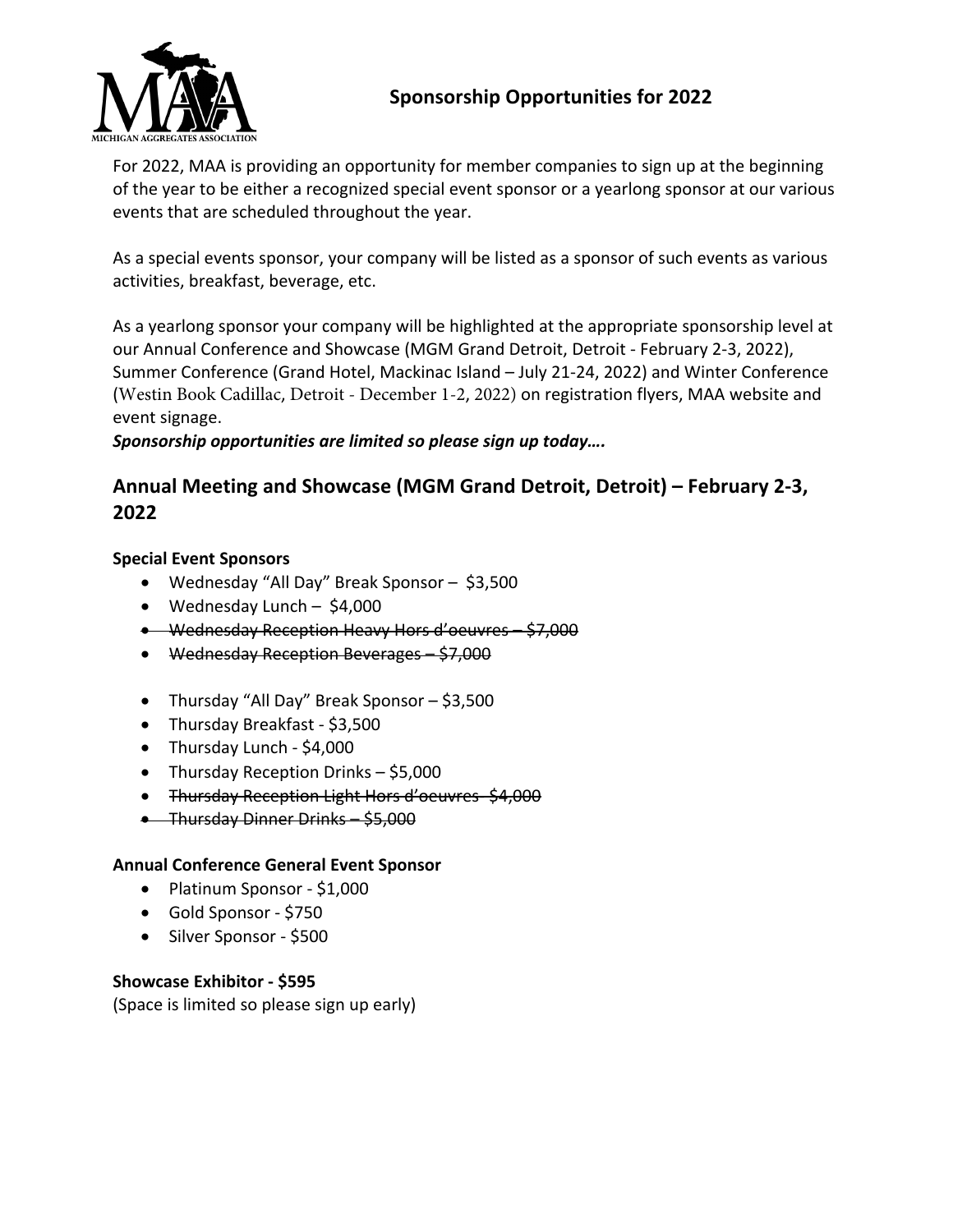# Sponsorship Opportunities for 2022

For 2022, MAA is providing an opportunity for member companies to sign up at the beginning of the year to be either a recognized special event sponsor or a yearlong sponsor at our various events that are scheduled throughout the year.

As a special events sponsor, your company will be listed as a sponsor of such events as various activities, breakfast, beverage, etc.

As a yearlong sponsor your company will be highlighted at the appropriate sponsorship level at our Annual Conference and Showcase (MGM Grand Detroit, Detroit - February 2-3, 2022), Summer Conference (Grand Hotel, Mackinac Island – July 21-24, 2022) and Winter Conference (Westin Book Cadillac, Detroit - December 1-2, 2022) on registration flyers, MAA website and event signage.

***Sponsorship opportunities are limited so please sign up today….***

## Annual Meeting and Showcase (MGM Grand Detroit, Detroit) – February 2-3, 2022

**Special Event Sponsors**

- Wednesday "All Day" Break Sponsor – $3,500
- Wednesday Lunch – $4,000
- ~~Wednesday Reception Heavy Hors d'oeuvres – $7,000~~
- ~~Wednesday Reception Beverages – $7,000~~

- Thursday "All Day" Break Sponsor – $3,500
- Thursday Breakfast - $3,500
- Thursday Lunch - $4,000
- Thursday Reception Drinks – $5,000
- ~~Thursday Reception Light Hors d'oeuvres- $4,000~~
- ~~Thursday Dinner Drinks – $5,000~~

**Annual Conference General Event Sponsor**

- Platinum Sponsor - $1,000
- Gold Sponsor - $750
- Silver Sponsor - $500

**Showcase Exhibitor - $595**

(Space is limited so please sign up early)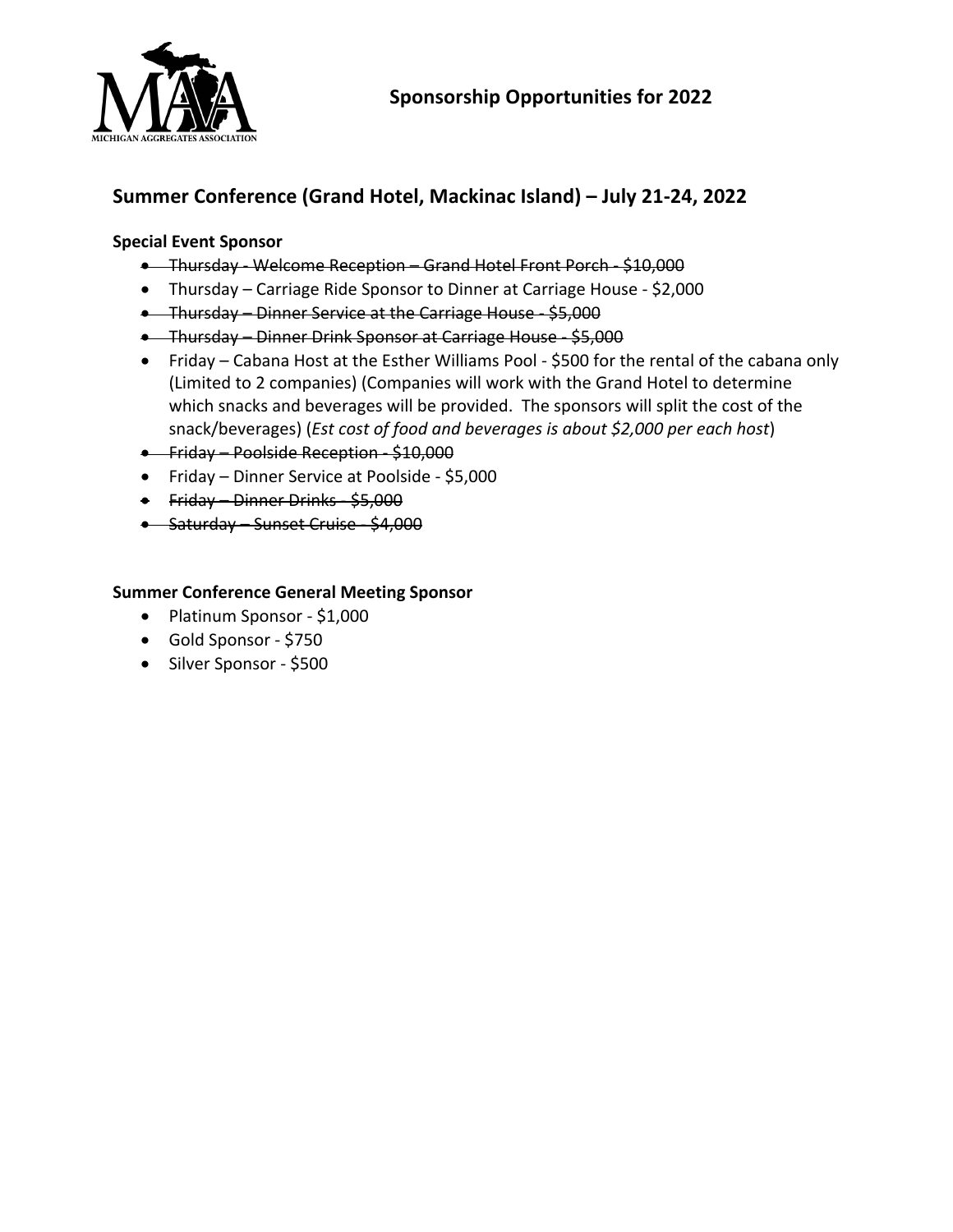MICHIGAN AGGREGATES ASSOCIATION

# Sponsorship Opportunities for 2022

## Summer Conference (Grand Hotel, Mackinac Island) – July 21-24, 2022

**Special Event Sponsor**

- ~~Thursday - Welcome Reception – Grand Hotel Front Porch - $10,000~~
- Thursday – Carriage Ride Sponsor to Dinner at Carriage House - $2,000
- ~~Thursday – Dinner Service at the Carriage House - $5,000~~
- ~~Thursday – Dinner Drink Sponsor at Carriage House - $5,000~~
- Friday – Cabana Host at the Esther Williams Pool - $500 for the rental of the cabana only (Limited to 2 companies) (Companies will work with the Grand Hotel to determine which snacks and beverages will be provided. The sponsors will split the cost of the snack/beverages) (*Est cost of food and beverages is about $2,000 per each host*)
- ~~Friday – Poolside Reception - $10,000~~
- Friday – Dinner Service at Poolside - $5,000
- ~~Friday – Dinner Drinks - $5,000~~
- ~~Saturday – Sunset Cruise - $4,000~~

**Summer Conference General Meeting Sponsor**

- Platinum Sponsor - $1,000
- Gold Sponsor - $750
- Silver Sponsor - $500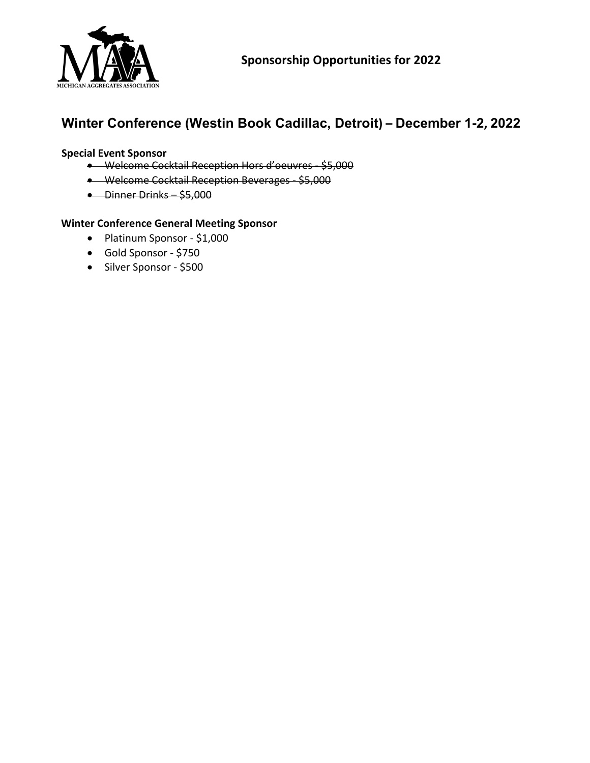MICHIGAN AGGREGATES ASSOCIATION

**Sponsorship Opportunities for 2022**

## Winter Conference (Westin Book Cadillac, Detroit) – December 1-2, 2022

**Special Event Sponsor**

- ~~Welcome Cocktail Reception Hors d'oeuvres - $5,000~~
- ~~Welcome Cocktail Reception Beverages - $5,000~~
- ~~Dinner Drinks – $5,000~~

**Winter Conference General Meeting Sponsor**

- Platinum Sponsor - $1,000
- Gold Sponsor - $750
- Silver Sponsor - $500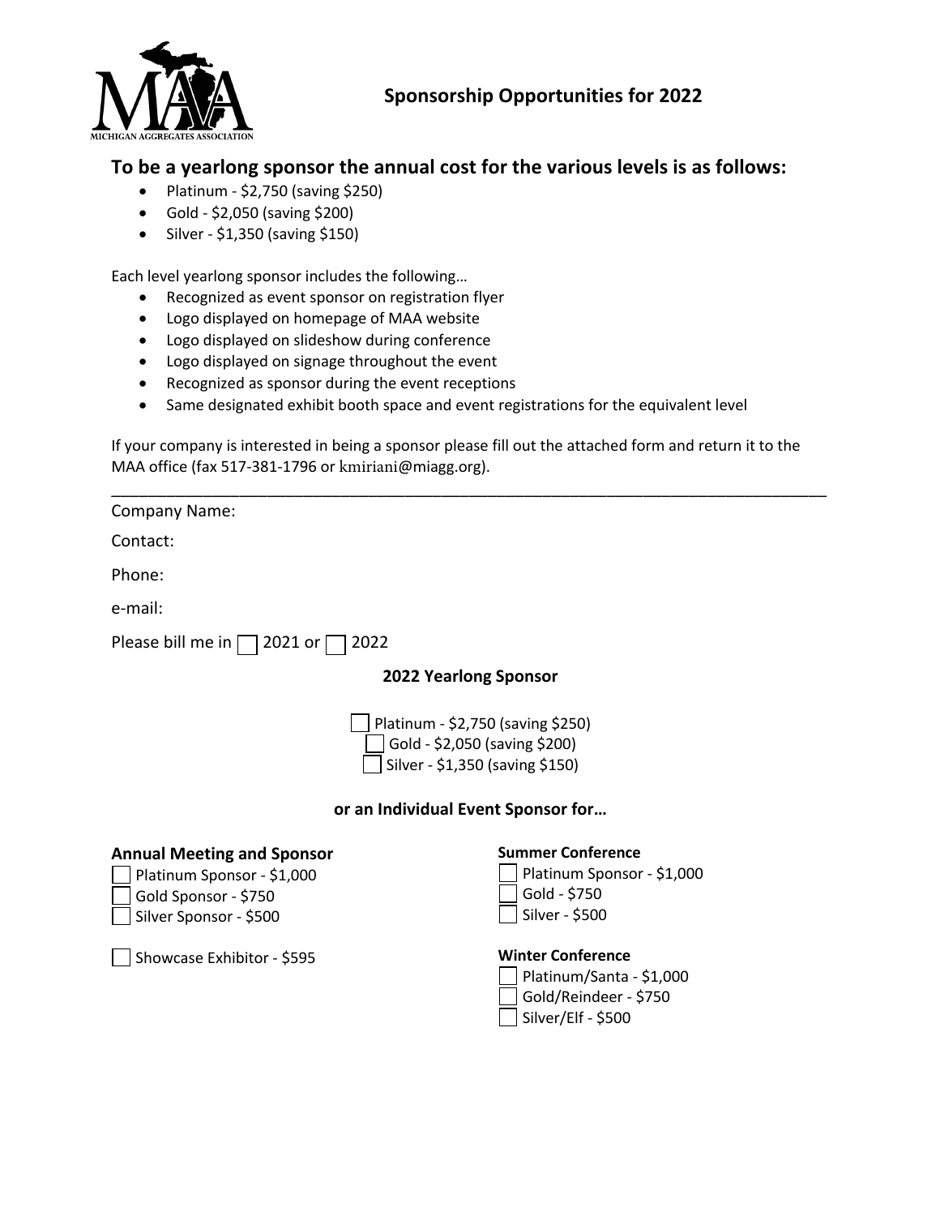MICHIGAN AGGREGATES ASSOCIATION

# Sponsorship Opportunities for 2022

## To be a yearlong sponsor the annual cost for the various levels is as follows:

- Platinum - $2,750 (saving $250)
- Gold - $2,050 (saving $200)
- Silver - $1,350 (saving $150)

Each level yearlong sponsor includes the following…

- Recognized as event sponsor on registration flyer
- Logo displayed on homepage of MAA website
- Logo displayed on slideshow during conference
- Logo displayed on signage throughout the event
- Recognized as sponsor during the event receptions
- Same designated exhibit booth space and event registrations for the equivalent level

If your company is interested in being a sponsor please fill out the attached form and return it to the MAA office (fax 517-381-1796 or kmiriani@miagg.org).

---

Company Name:

Contact:

Phone:

e-mail:

Please bill me in ☐ 2021 or ☐ 2022

**2022 Yearlong Sponsor**

☐ Platinum - $2,750 (saving $250)
☐ Gold - $2,050 (saving $200)
☐ Silver - $1,350 (saving $150)

**or an Individual Event Sponsor for…**

**Annual Meeting and Sponsor**

☐ Platinum Sponsor - $1,000
☐ Gold Sponsor - $750
☐ Silver Sponsor - $500

☐ Showcase Exhibitor - $595

**Summer Conference**

☐ Platinum Sponsor - $1,000
☐ Gold - $750
☐ Silver - $500

**Winter Conference**

☐ Platinum/Santa - $1,000
☐ Gold/Reindeer - $750
☐ Silver/Elf - $500